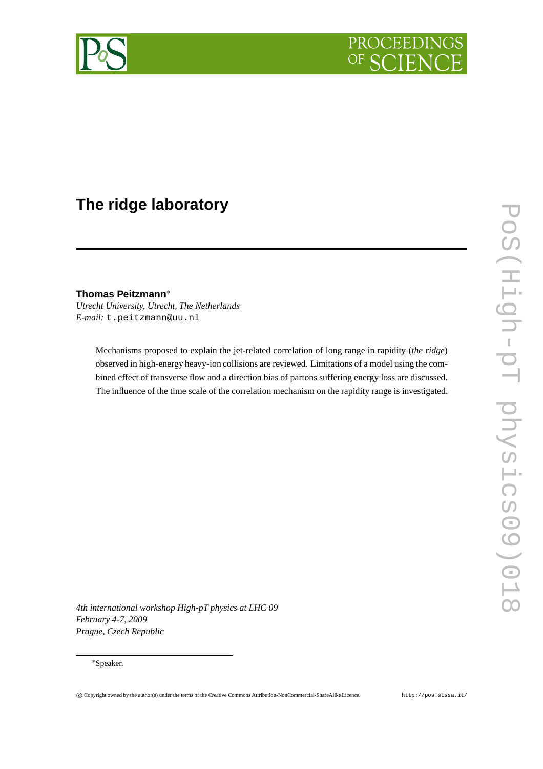# The ridge laboratory

**Thomas Peitzmann**[*]

*Utrecht University, Utrecht, The Netherlands*

*E-mail:* t.peitzmann@uu.nl

Mechanisms proposed to explain the jet-related correlation of long range in rapidity (*the ridge*) observed in high-energy heavy-ion collisions are reviewed. Limitations of a model using the combined effect of transverse flow and a direction bias of partons suffering energy loss are discussed. The influence of the time scale of the correlation mechanism on the rapidity range is investigated.

*4th international workshop High-pT physics at LHC 09*
*February 4-7, 2009*
*Prague, Czech Republic*

[*]Speaker.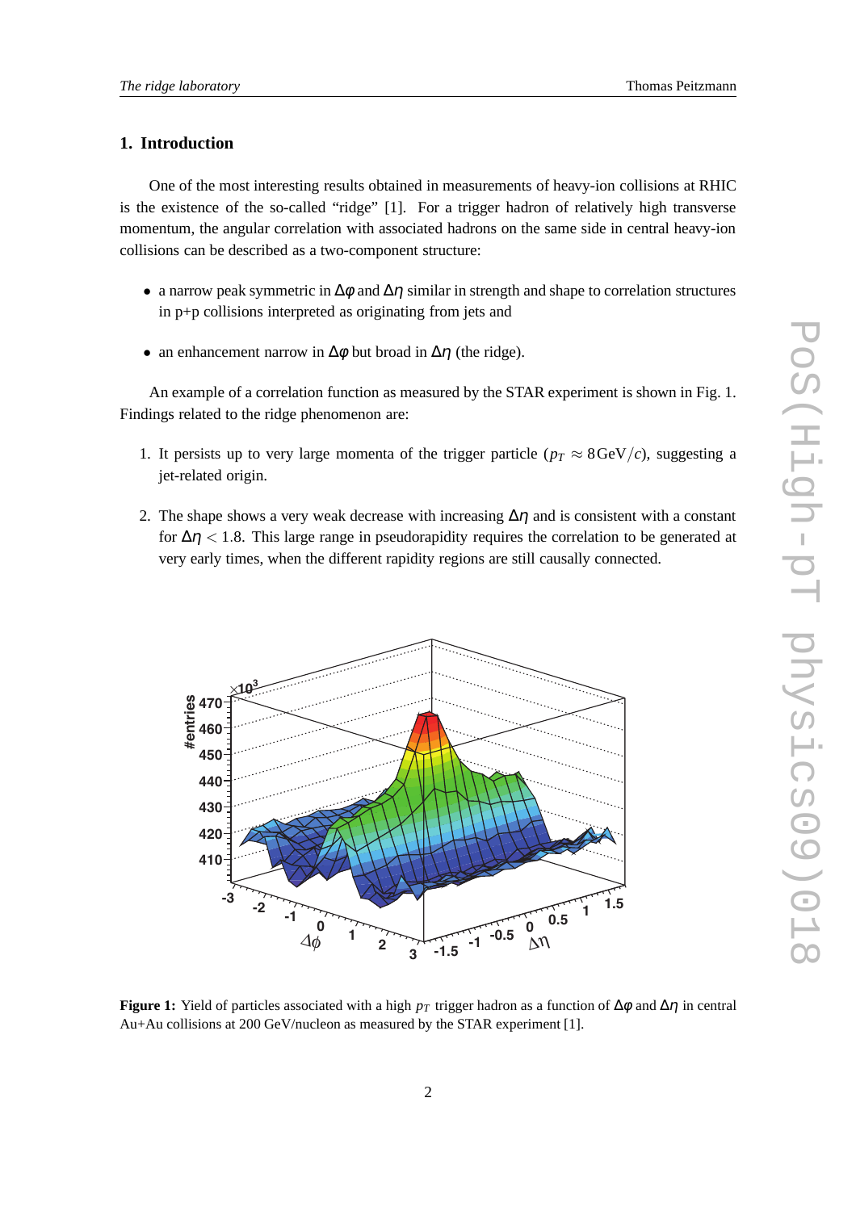## 1. Introduction

One of the most interesting results obtained in measurements of heavy-ion collisions at RHIC is the existence of the so-called "ridge" [1]. For a trigger hadron of relatively high transverse momentum, the angular correlation with associated hadrons on the same side in central heavy-ion collisions can be described as a two-component structure:

- a narrow peak symmetric in $\Delta\varphi$ and $\Delta\eta$ similar in strength and shape to correlation structures in p+p collisions interpreted as originating from jets and
- an enhancement narrow in $\Delta\varphi$ but broad in $\Delta\eta$ (the ridge).

An example of a correlation function as measured by the STAR experiment is shown in Fig. 1. Findings related to the ridge phenomenon are:

1. It persists up to very large momenta of the trigger particle ($p_T \approx 8\,\mathrm{GeV}/c$), suggesting a jet-related origin.
2. The shape shows a very weak decrease with increasing $\Delta\eta$ and is consistent with a constant for $\Delta\eta < 1.8$. This large range in pseudorapidity requires the correlation to be generated at very early times, when the different rapidity regions are still causally connected.

**Figure 1:** Yield of particles associated with a high $p_T$ trigger hadron as a function of $\Delta\varphi$ and $\Delta\eta$ in central Au+Au collisions at 200 GeV/nucleon as measured by the STAR experiment [1].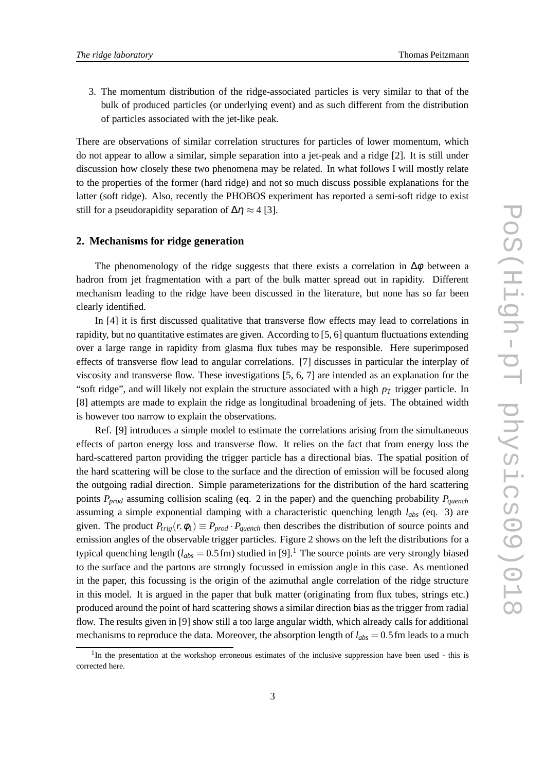3. The momentum distribution of the ridge-associated particles is very similar to that of the bulk of produced particles (or underlying event) and as such different from the distribution of particles associated with the jet-like peak.

There are observations of similar correlation structures for particles of lower momentum, which do not appear to allow a similar, simple separation into a jet-peak and a ridge [2]. It is still under discussion how closely these two phenomena may be related. In what follows I will mostly relate to the properties of the former (hard ridge) and not so much discuss possible explanations for the latter (soft ridge). Also, recently the PHOBOS experiment has reported a semi-soft ridge to exist still for a pseudorapidity separation of $\Delta\eta \approx 4$ [3].

## 2. Mechanisms for ridge generation

The phenomenology of the ridge suggests that there exists a correlation in $\Delta\phi$ between a hadron from jet fragmentation with a part of the bulk matter spread out in rapidity. Different mechanism leading to the ridge have been discussed in the literature, but none has so far been clearly identified.

In [4] it is first discussed qualitative that transverse flow effects may lead to correlations in rapidity, but no quantitative estimates are given. According to [5, 6] quantum fluctuations extending over a large range in rapidity from glasma flux tubes may be responsible. Here superimposed effects of transverse flow lead to angular correlations. [7] discusses in particular the interplay of viscosity and transverse flow. These investigations [5, 6, 7] are intended as an explanation for the "soft ridge", and will likely not explain the structure associated with a high $p_T$ trigger particle. In [8] attempts are made to explain the ridge as longitudinal broadening of jets. The obtained width is however too narrow to explain the observations.

Ref. [9] introduces a simple model to estimate the correlations arising from the simultaneous effects of parton energy loss and transverse flow. It relies on the fact that from energy loss the hard-scattered parton providing the trigger particle has a directional bias. The spatial position of the hard scattering will be close to the surface and the direction of emission will be focused along the outgoing radial direction. Simple parameterizations for the distribution of the hard scattering points $P_{prod}$ assuming collision scaling (eq. 2 in the paper) and the quenching probability $P_{quench}$ assuming a simple exponential damping with a characteristic quenching length $l_{abs}$ (eq. 3) are given. The product $P_{trig}(r,\phi_1) \equiv P_{prod} \cdot P_{quench}$ then describes the distribution of source points and emission angles of the observable trigger particles. Figure 2 shows on the left the distributions for a typical quenching length ($l_{abs} = 0.5\,\mathrm{fm}$) studied in [9].[1] The source points are very strongly biased to the surface and the partons are strongly focussed in emission angle in this case. As mentioned in the paper, this focussing is the origin of the azimuthal angle correlation of the ridge structure in this model. It is argued in the paper that bulk matter (originating from flux tubes, strings etc.) produced around the point of hard scattering shows a similar direction bias as the trigger from radial flow. The results given in [9] show still a too large angular width, which already calls for additional mechanisms to reproduce the data. Moreover, the absorption length of $l_{abs} = 0.5\,\mathrm{fm}$ leads to a much

[1] In the presentation at the workshop erroneous estimates of the inclusive suppression have been used - this is corrected here.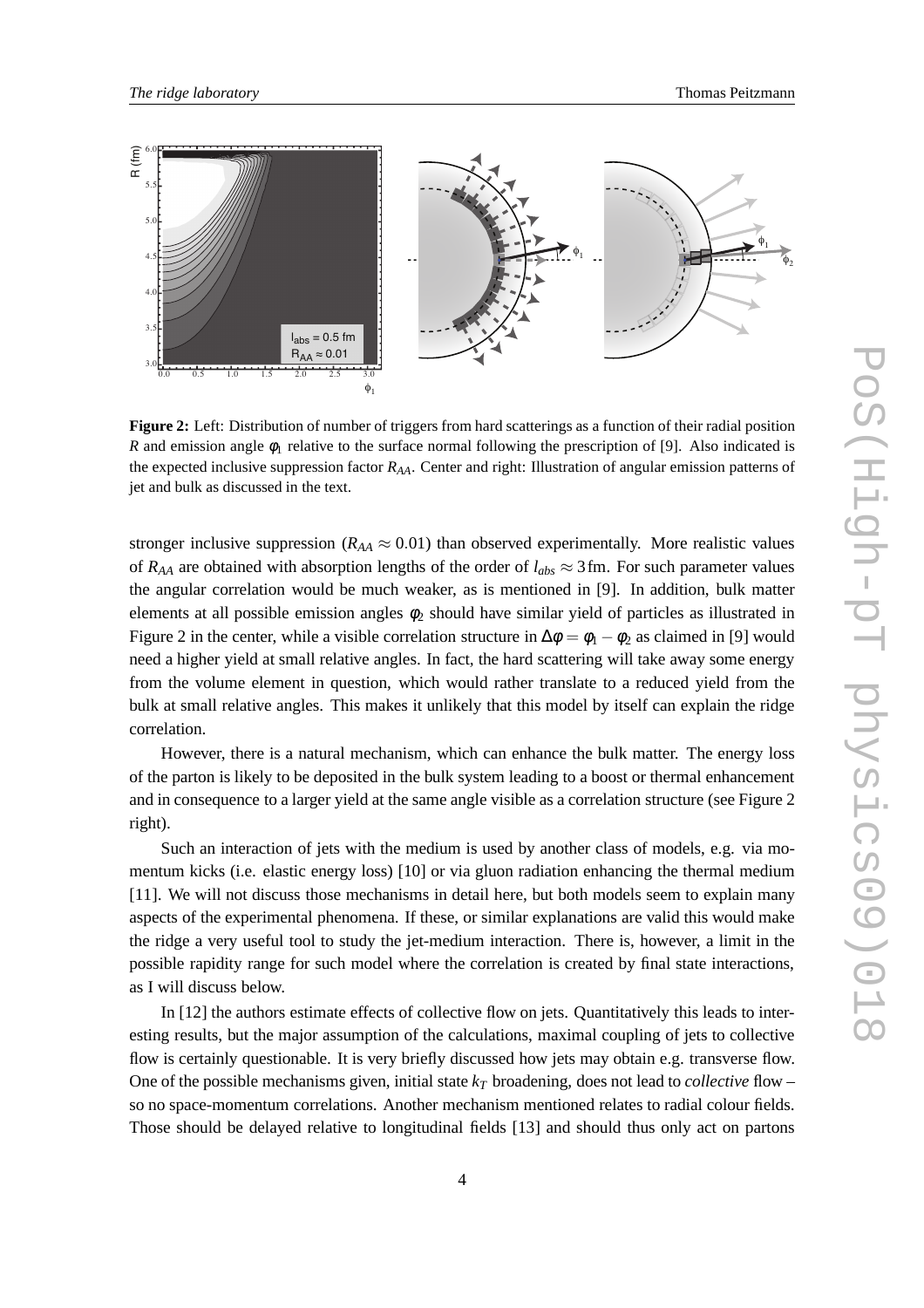**Figure 2:** Left: Distribution of number of triggers from hard scatterings as a function of their radial position $R$ and emission angle $\phi_1$ relative to the surface normal following the prescription of [9]. Also indicated is the expected inclusive suppression factor $R_{AA}$. Center and right: Illustration of angular emission patterns of jet and bulk as discussed in the text.

stronger inclusive suppression ($R_{AA} \approx 0.01$) than observed experimentally. More realistic values of $R_{AA}$ are obtained with absorption lengths of the order of $l_{abs} \approx 3\,\text{fm}$. For such parameter values the angular correlation would be much weaker, as is mentioned in [9]. In addition, bulk matter elements at all possible emission angles $\phi_2$ should have similar yield of particles as illustrated in Figure 2 in the center, while a visible correlation structure in $\Delta\phi = \phi_1 - \phi_2$ as claimed in [9] would need a higher yield at small relative angles. In fact, the hard scattering will take away some energy from the volume element in question, which would rather translate to a reduced yield from the bulk at small relative angles. This makes it unlikely that this model by itself can explain the ridge correlation.

However, there is a natural mechanism, which can enhance the bulk matter. The energy loss of the parton is likely to be deposited in the bulk system leading to a boost or thermal enhancement and in consequence to a larger yield at the same angle visible as a correlation structure (see Figure 2 right).

Such an interaction of jets with the medium is used by another class of models, e.g. via momentum kicks (i.e. elastic energy loss) [10] or via gluon radiation enhancing the thermal medium [11]. We will not discuss those mechanisms in detail here, but both models seem to explain many aspects of the experimental phenomena. If these, or similar explanations are valid this would make the ridge a very useful tool to study the jet-medium interaction. There is, however, a limit in the possible rapidity range for such model where the correlation is created by final state interactions, as I will discuss below.

In [12] the authors estimate effects of collective flow on jets. Quantitatively this leads to interesting results, but the major assumption of the calculations, maximal coupling of jets to collective flow is certainly questionable. It is very briefly discussed how jets may obtain e.g. transverse flow. One of the possible mechanisms given, initial state $k_T$ broadening, does not lead to *collective* flow – so no space-momentum correlations. Another mechanism mentioned relates to radial colour fields. Those should be delayed relative to longitudinal fields [13] and should thus only act on partons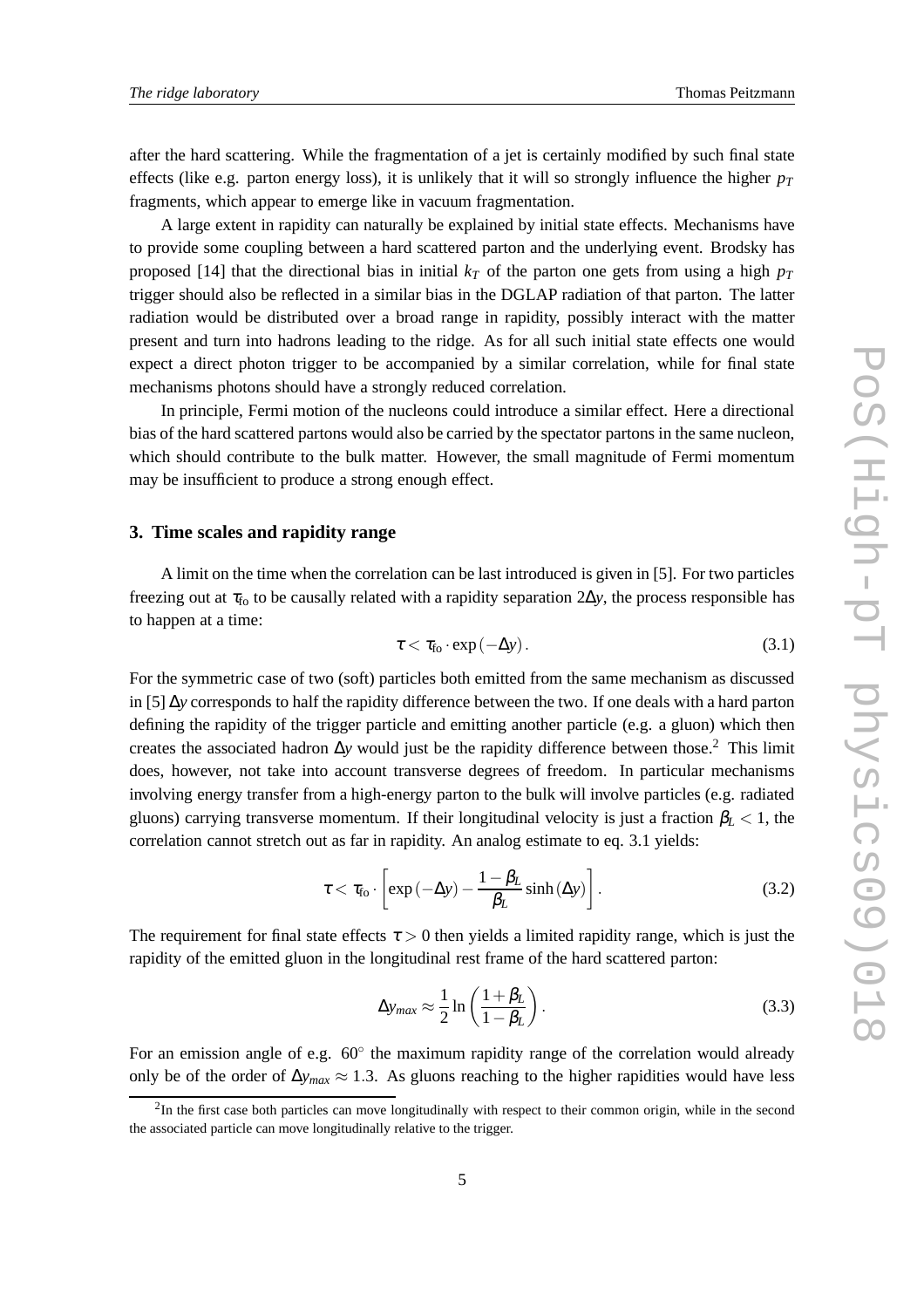after the hard scattering. While the fragmentation of a jet is certainly modified by such final state effects (like e.g. parton energy loss), it is unlikely that it will so strongly influence the higher $p_T$ fragments, which appear to emerge like in vacuum fragmentation.

A large extent in rapidity can naturally be explained by initial state effects. Mechanisms have to provide some coupling between a hard scattered parton and the underlying event. Brodsky has proposed [14] that the directional bias in initial $k_T$ of the parton one gets from using a high $p_T$ trigger should also be reflected in a similar bias in the DGLAP radiation of that parton. The latter radiation would be distributed over a broad range in rapidity, possibly interact with the matter present and turn into hadrons leading to the ridge. As for all such initial state effects one would expect a direct photon trigger to be accompanied by a similar correlation, while for final state mechanisms photons should have a strongly reduced correlation.

In principle, Fermi motion of the nucleons could introduce a similar effect. Here a directional bias of the hard scattered partons would also be carried by the spectator partons in the same nucleon, which should contribute to the bulk matter. However, the small magnitude of Fermi momentum may be insufficient to produce a strong enough effect.

## 3. Time scales and rapidity range

A limit on the time when the correlation can be last introduced is given in [5]. For two particles freezing out at $\tau_{fo}$ to be causally related with a rapidity separation $2\Delta y$, the process responsible has to happen at a time:

$$\tau < \tau_{fo} \cdot \exp\left(-\Delta y\right). \tag{3.1}$$

For the symmetric case of two (soft) particles both emitted from the same mechanism as discussed in [5] $\Delta y$ corresponds to half the rapidity difference between the two. If one deals with a hard parton defining the rapidity of the trigger particle and emitting another particle (e.g. a gluon) which then creates the associated hadron $\Delta y$ would just be the rapidity difference between those.[2] This limit does, however, not take into account transverse degrees of freedom. In particular mechanisms involving energy transfer from a high-energy parton to the bulk will involve particles (e.g. radiated gluons) carrying transverse momentum. If their longitudinal velocity is just a fraction $\beta_L < 1$, the correlation cannot stretch out as far in rapidity. An analog estimate to eq. 3.1 yields:

$$\tau < \tau_{fo} \cdot \left[\exp\left(-\Delta y\right) - \frac{1-\beta_L}{\beta_L}\sinh\left(\Delta y\right)\right]. \tag{3.2}$$

The requirement for final state effects $\tau > 0$ then yields a limited rapidity range, which is just the rapidity of the emitted gluon in the longitudinal rest frame of the hard scattered parton:

$$\Delta y_{max} \approx \frac{1}{2}\ln\left(\frac{1+\beta_L}{1-\beta_L}\right). \tag{3.3}$$

For an emission angle of e.g. $60^\circ$ the maximum rapidity range of the correlation would already only be of the order of $\Delta y_{max} \approx 1.3$. As gluons reaching to the higher rapidities would have less

[2] In the first case both particles can move longitudinally with respect to their common origin, while in the second the associated particle can move longitudinally relative to the trigger.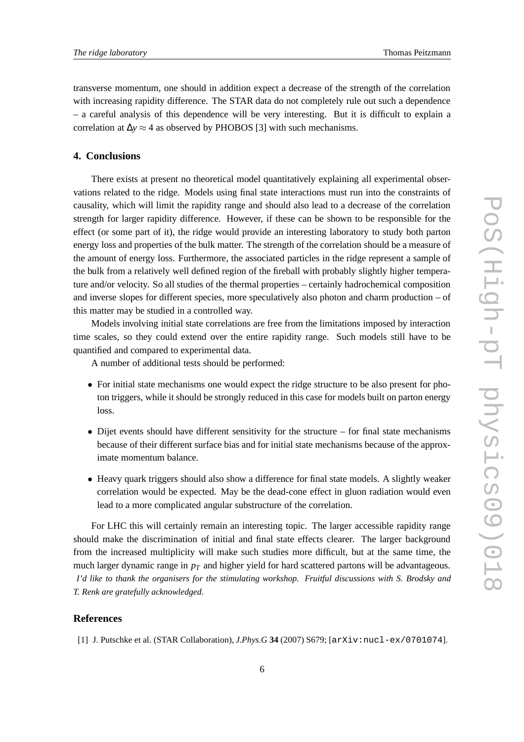transverse momentum, one should in addition expect a decrease of the strength of the correlation with increasing rapidity difference. The STAR data do not completely rule out such a dependence – a careful analysis of this dependence will be very interesting. But it is difficult to explain a correlation at $\Delta y \approx 4$ as observed by PHOBOS [3] with such mechanisms.

## 4. Conclusions

There exists at present no theoretical model quantitatively explaining all experimental observations related to the ridge. Models using final state interactions must run into the constraints of causality, which will limit the rapidity range and should also lead to a decrease of the correlation strength for larger rapidity difference. However, if these can be shown to be responsible for the effect (or some part of it), the ridge would provide an interesting laboratory to study both parton energy loss and properties of the bulk matter. The strength of the correlation should be a measure of the amount of energy loss. Furthermore, the associated particles in the ridge represent a sample of the bulk from a relatively well defined region of the fireball with probably slightly higher temperature and/or velocity. So all studies of the thermal properties – certainly hadrochemical composition and inverse slopes for different species, more speculatively also photon and charm production – of this matter may be studied in a controlled way.

Models involving initial state correlations are free from the limitations imposed by interaction time scales, so they could extend over the entire rapidity range. Such models still have to be quantified and compared to experimental data.

A number of additional tests should be performed:

- For initial state mechanisms one would expect the ridge structure to be also present for photon triggers, while it should be strongly reduced in this case for models built on parton energy loss.
- Dijet events should have different sensitivity for the structure – for final state mechanisms because of their different surface bias and for initial state mechanisms because of the approximate momentum balance.
- Heavy quark triggers should also show a difference for final state models. A slightly weaker correlation would be expected. May be the dead-cone effect in gluon radiation would even lead to a more complicated angular substructure of the correlation.

For LHC this will certainly remain an interesting topic. The larger accessible rapidity range should make the discrimination of initial and final state effects clearer. The larger background from the increased multiplicity will make such studies more difficult, but at the same time, the much larger dynamic range in $p_T$ and higher yield for hard scattered partons will be advantageous.

*I'd like to thank the organisers for the stimulating workshop. Fruitful discussions with S. Brodsky and T. Renk are gratefully acknowledged.*

## References

[1] J. Putschke et al. (STAR Collaboration), *J.Phys.G* **34** (2007) S679; [arXiv:nucl-ex/0701074].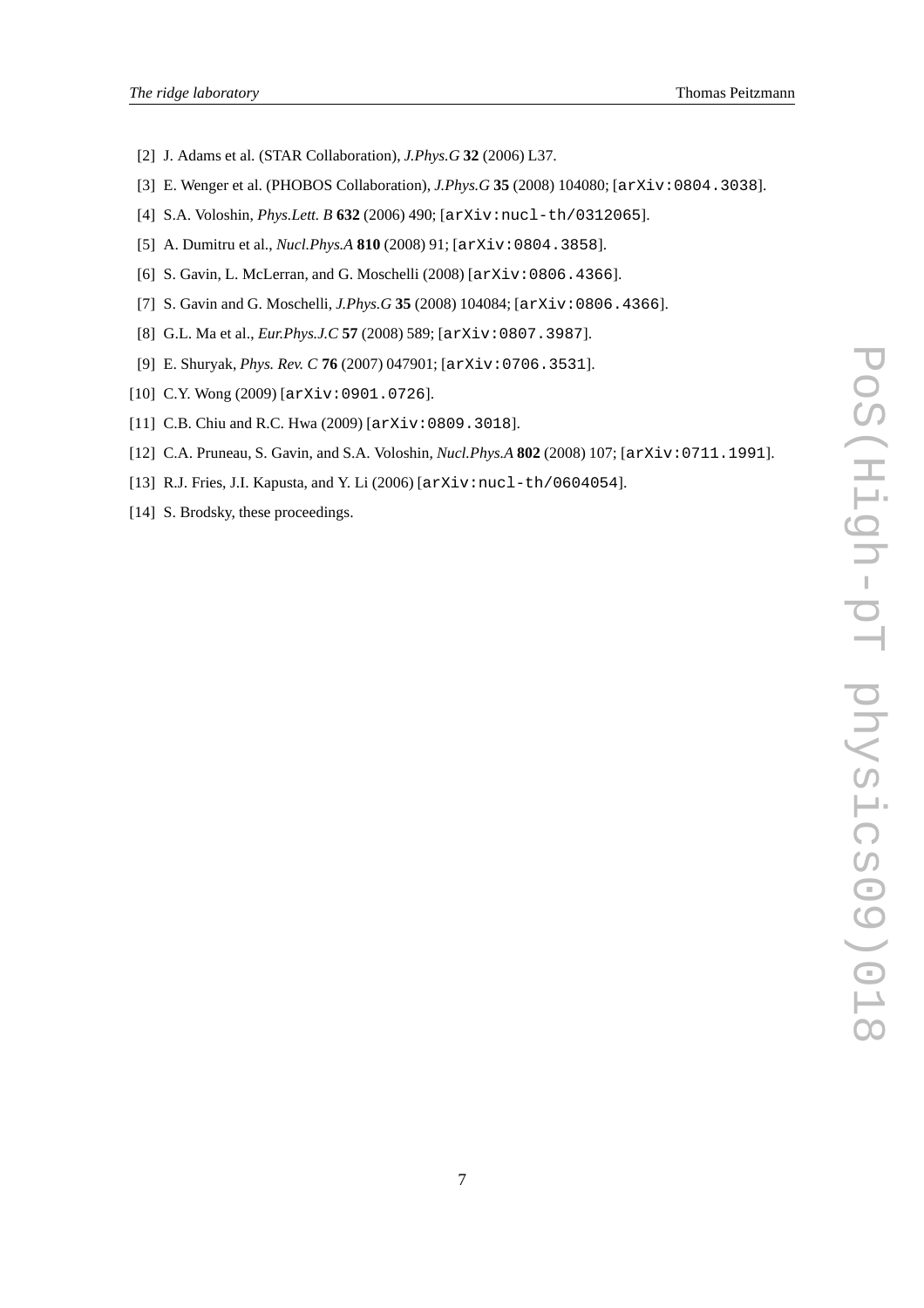[2] J. Adams et al. (STAR Collaboration), *J.Phys.G* **32** (2006) L37.

[3] E. Wenger et al. (PHOBOS Collaboration), *J.Phys.G* **35** (2008) 104080; [arXiv:0804.3038].

[4] S.A. Voloshin, *Phys.Lett. B* **632** (2006) 490; [arXiv:nucl-th/0312065].

[5] A. Dumitru et al., *Nucl.Phys.A* **810** (2008) 91; [arXiv:0804.3858].

[6] S. Gavin, L. McLerran, and G. Moschelli (2008) [arXiv:0806.4366].

[7] S. Gavin and G. Moschelli, *J.Phys.G* **35** (2008) 104084; [arXiv:0806.4366].

[8] G.L. Ma et al., *Eur.Phys.J.C* **57** (2008) 589; [arXiv:0807.3987].

[9] E. Shuryak, *Phys. Rev. C* **76** (2007) 047901; [arXiv:0706.3531].

[10] C.Y. Wong (2009) [arXiv:0901.0726].

[11] C.B. Chiu and R.C. Hwa (2009) [arXiv:0809.3018].

[12] C.A. Pruneau, S. Gavin, and S.A. Voloshin, *Nucl.Phys.A* **802** (2008) 107; [arXiv:0711.1991].

[13] R.J. Fries, J.I. Kapusta, and Y. Li (2006) [arXiv:nucl-th/0604054].

[14] S. Brodsky, these proceedings.